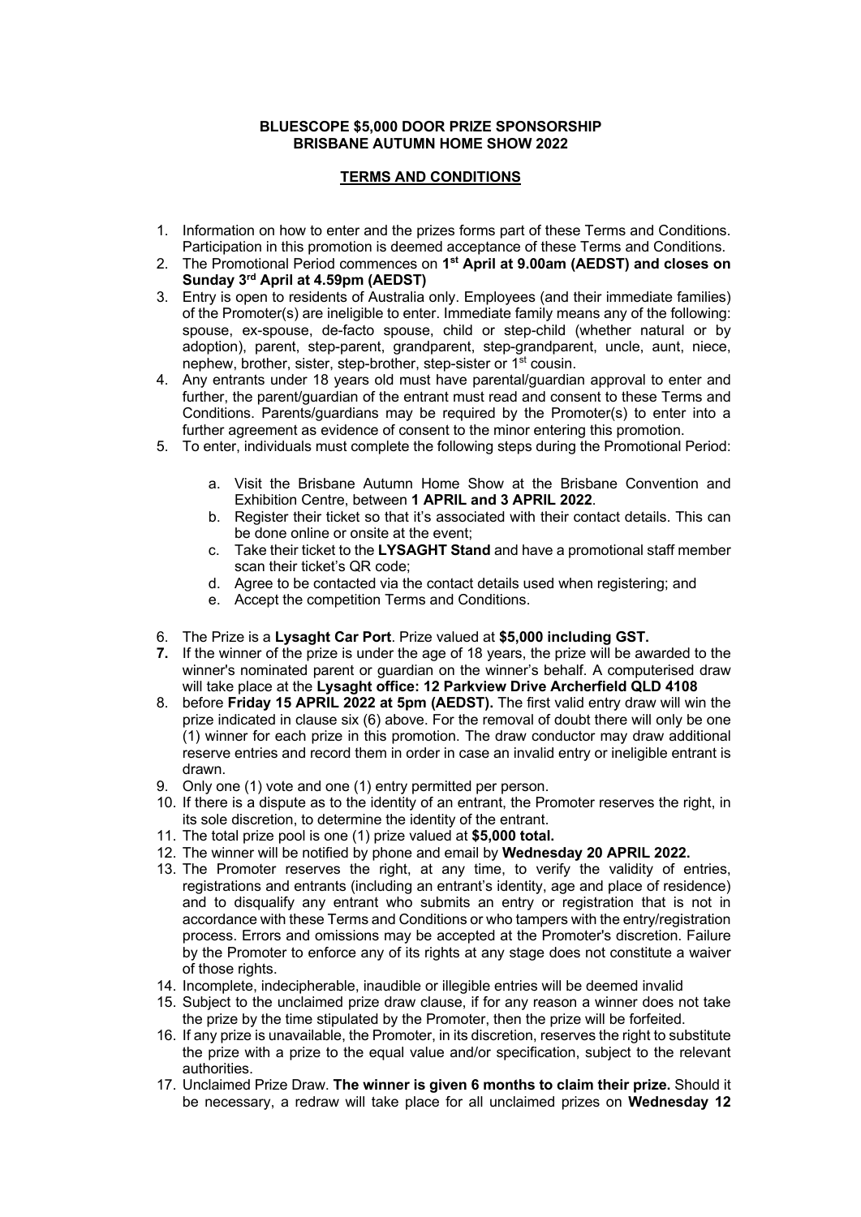**BLUESCOPE $5,000 DOOR PRIZE SPONSORSHIP**
**BRISBANE AUTUMN HOME SHOW 2022**

**TERMS AND CONDITIONS**

1. Information on how to enter and the prizes forms part of these Terms and Conditions. Participation in this promotion is deemed acceptance of these Terms and Conditions.
2. The Promotional Period commences on **1st April at 9.00am (AEDST) and closes on Sunday 3rd April at 4.59pm (AEDST)**
3. Entry is open to residents of Australia only. Employees (and their immediate families) of the Promoter(s) are ineligible to enter. Immediate family means any of the following: spouse, ex-spouse, de-facto spouse, child or step-child (whether natural or by adoption), parent, step-parent, grandparent, step-grandparent, uncle, aunt, niece, nephew, brother, sister, step-brother, step-sister or 1st cousin.
4. Any entrants under 18 years old must have parental/guardian approval to enter and further, the parent/guardian of the entrant must read and consent to these Terms and Conditions. Parents/guardians may be required by the Promoter(s) to enter into a further agreement as evidence of consent to the minor entering this promotion.
5. To enter, individuals must complete the following steps during the Promotional Period:

    a. Visit the Brisbane Autumn Home Show at the Brisbane Convention and Exhibition Centre, between **1 APRIL and 3 APRIL 2022**.
    b. Register their ticket so that it's associated with their contact details. This can be done online or onsite at the event;
    c. Take their ticket to the **LYSAGHT Stand** and have a promotional staff member scan their ticket's QR code;
    d. Agree to be contacted via the contact details used when registering; and
    e. Accept the competition Terms and Conditions.

6. The Prize is a **Lysaght Car Port**. Prize valued at **$5,000 including GST.**
7. If the winner of the prize is under the age of 18 years, the prize will be awarded to the winner's nominated parent or guardian on the winner's behalf. A computerised draw will take place at the **Lysaght office: 12 Parkview Drive Archerfield QLD 4108**
8. before **Friday 15 APRIL 2022 at 5pm (AEDST).** The first valid entry draw will win the prize indicated in clause six (6) above. For the removal of doubt there will only be one (1) winner for each prize in this promotion. The draw conductor may draw additional reserve entries and record them in order in case an invalid entry or ineligible entrant is drawn.
9. Only one (1) vote and one (1) entry permitted per person.
10. If there is a dispute as to the identity of an entrant, the Promoter reserves the right, in its sole discretion, to determine the identity of the entrant.
11. The total prize pool is one (1) prize valued at **$5,000 total.**
12. The winner will be notified by phone and email by **Wednesday 20 APRIL 2022.**
13. The Promoter reserves the right, at any time, to verify the validity of entries, registrations and entrants (including an entrant's identity, age and place of residence) and to disqualify any entrant who submits an entry or registration that is not in accordance with these Terms and Conditions or who tampers with the entry/registration process. Errors and omissions may be accepted at the Promoter's discretion. Failure by the Promoter to enforce any of its rights at any stage does not constitute a waiver of those rights.
14. Incomplete, indecipherable, inaudible or illegible entries will be deemed invalid
15. Subject to the unclaimed prize draw clause, if for any reason a winner does not take the prize by the time stipulated by the Promoter, then the prize will be forfeited.
16. If any prize is unavailable, the Promoter, in its discretion, reserves the right to substitute the prize with a prize to the equal value and/or specification, subject to the relevant authorities.
17. Unclaimed Prize Draw. **The winner is given 6 months to claim their prize.** Should it be necessary, a redraw will take place for all unclaimed prizes on **Wednesday 12**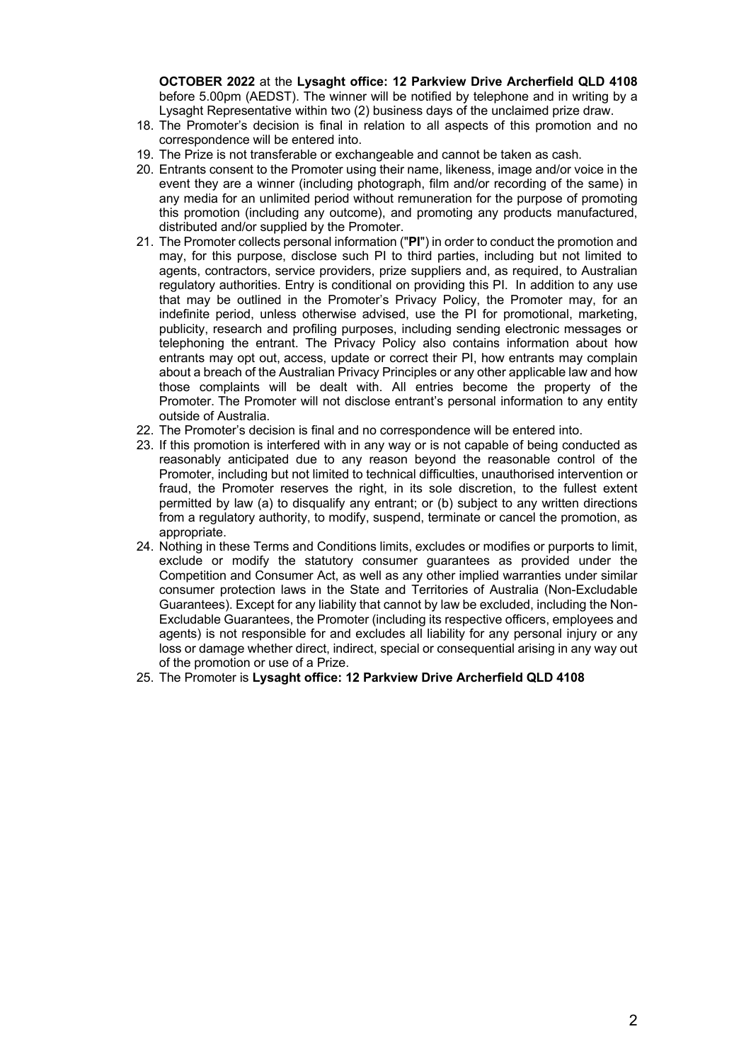**OCTOBER 2022** at the **Lysaght office: 12 Parkview Drive Archerfield QLD 4108** before 5.00pm (AEDST). The winner will be notified by telephone and in writing by a Lysaght Representative within two (2) business days of the unclaimed prize draw.

18. The Promoter's decision is final in relation to all aspects of this promotion and no correspondence will be entered into.
19. The Prize is not transferable or exchangeable and cannot be taken as cash.
20. Entrants consent to the Promoter using their name, likeness, image and/or voice in the event they are a winner (including photograph, film and/or recording of the same) in any media for an unlimited period without remuneration for the purpose of promoting this promotion (including any outcome), and promoting any products manufactured, distributed and/or supplied by the Promoter.
21. The Promoter collects personal information ("**PI**") in order to conduct the promotion and may, for this purpose, disclose such PI to third parties, including but not limited to agents, contractors, service providers, prize suppliers and, as required, to Australian regulatory authorities. Entry is conditional on providing this PI. In addition to any use that may be outlined in the Promoter's Privacy Policy, the Promoter may, for an indefinite period, unless otherwise advised, use the PI for promotional, marketing, publicity, research and profiling purposes, including sending electronic messages or telephoning the entrant. The Privacy Policy also contains information about how entrants may opt out, access, update or correct their PI, how entrants may complain about a breach of the Australian Privacy Principles or any other applicable law and how those complaints will be dealt with. All entries become the property of the Promoter. The Promoter will not disclose entrant's personal information to any entity outside of Australia.
22. The Promoter's decision is final and no correspondence will be entered into.
23. If this promotion is interfered with in any way or is not capable of being conducted as reasonably anticipated due to any reason beyond the reasonable control of the Promoter, including but not limited to technical difficulties, unauthorised intervention or fraud, the Promoter reserves the right, in its sole discretion, to the fullest extent permitted by law (a) to disqualify any entrant; or (b) subject to any written directions from a regulatory authority, to modify, suspend, terminate or cancel the promotion, as appropriate.
24. Nothing in these Terms and Conditions limits, excludes or modifies or purports to limit, exclude or modify the statutory consumer guarantees as provided under the Competition and Consumer Act, as well as any other implied warranties under similar consumer protection laws in the State and Territories of Australia (Non-Excludable Guarantees). Except for any liability that cannot by law be excluded, including the Non-Excludable Guarantees, the Promoter (including its respective officers, employees and agents) is not responsible for and excludes all liability for any personal injury or any loss or damage whether direct, indirect, special or consequential arising in any way out of the promotion or use of a Prize.
25. The Promoter is **Lysaght office: 12 Parkview Drive Archerfield QLD 4108**